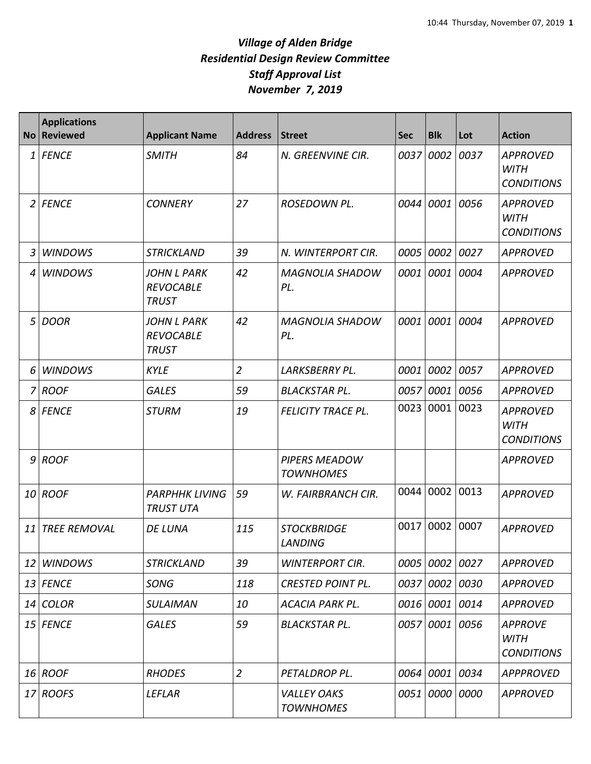# *Village of Alden Bridge*
# *Residential Design Review Committee*
# *Staff Approval List*
# *November 7, 2019*

| No | Applications Reviewed | Applicant Name | Address | Street | Sec | Blk | Lot | Action |
|---|---|---|---|---|---|---|---|---|
| 1 | FENCE | SMITH | 84 | N. GREENVINE CIR. | 0037 | 0002 | 0037 | APPROVED WITH CONDITIONS |
| 2 | FENCE | CONNERY | 27 | ROSEDOWN PL. | 0044 | 0001 | 0056 | APPROVED WITH CONDITIONS |
| 3 | WINDOWS | STRICKLAND | 39 | N. WINTERPORT CIR. | 0005 | 0002 | 0027 | APPROVED |
| 4 | WINDOWS | JOHN L PARK REVOCABLE TRUST | 42 | MAGNOLIA SHADOW PL. | 0001 | 0001 | 0004 | APPROVED |
| 5 | DOOR | JOHN L PARK REVOCABLE TRUST | 42 | MAGNOLIA SHADOW PL. | 0001 | 0001 | 0004 | APPROVED |
| 6 | WINDOWS | KYLE | 2 | LARKSBERRY PL. | 0001 | 0002 | 0057 | APPROVED |
| 7 | ROOF | GALES | 59 | BLACKSTAR PL. | 0057 | 0001 | 0056 | APPROVED |
| 8 | FENCE | STURM | 19 | FELICITY TRACE PL. | 0023 | 0001 | 0023 | APPROVED WITH CONDITIONS |
| 9 | ROOF | | | PIPERS MEADOW TOWNHOMES | | | | APPROVED |
| 10 | ROOF | PARPHHK LIVING TRUST UTA | 59 | W. FAIRBRANCH CIR. | 0044 | 0002 | 0013 | APPROVED |
| 11 | TREE REMOVAL | DE LUNA | 115 | STOCKBRIDGE LANDING | 0017 | 0002 | 0007 | APPROVED |
| 12 | WINDOWS | STRICKLAND | 39 | WINTERPORT CIR. | 0005 | 0002 | 0027 | APPROVED |
| 13 | FENCE | SONG | 118 | CRESTED POINT PL. | 0037 | 0002 | 0030 | APPROVED |
| 14 | COLOR | SULAIMAN | 10 | ACACIA PARK PL. | 0016 | 0001 | 0014 | APPROVED |
| 15 | FENCE | GALES | 59 | BLACKSTAR PL. | 0057 | 0001 | 0056 | APPROVE WITH CONDITIONS |
| 16 | ROOF | RHODES | 2 | PETALDROP PL. | 0064 | 0001 | 0034 | APPPROVED |
| 17 | ROOFS | LEFLAR | | VALLEY OAKS TOWNHOMES | 0051 | 0000 | 0000 | APPROVED |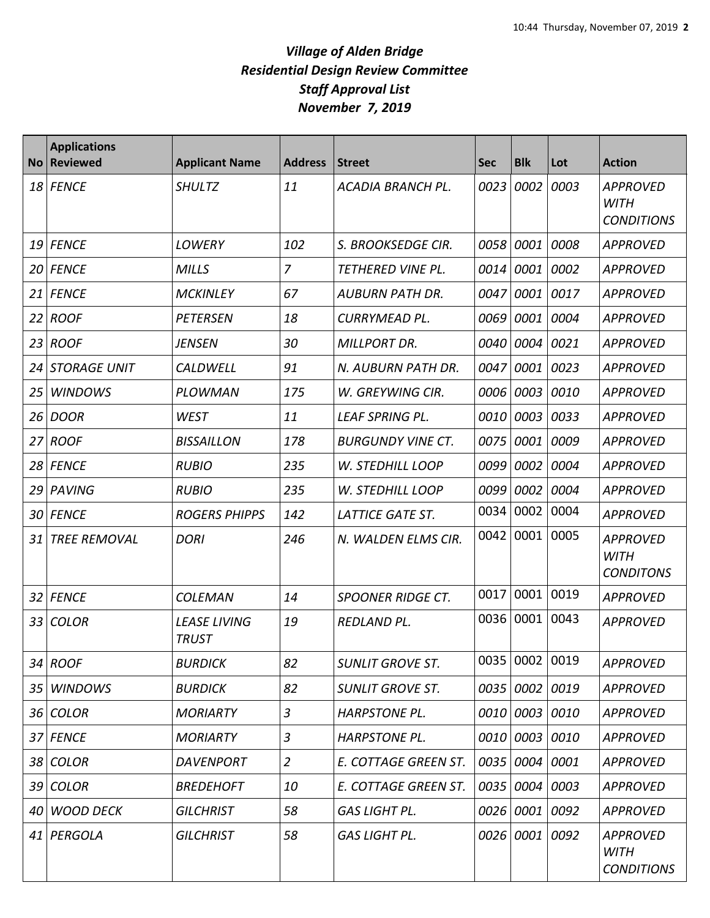# *Village of Alden Bridge*
# *Residential Design Review Committee*
# *Staff Approval List*
# *November 7, 2019*

| No | Applications Reviewed | Applicant Name | Address | Street | Sec | Blk | Lot | Action |
|---|---|---|---|---|---|---|---|---|
| 18 | FENCE | SHULTZ | 11 | ACADIA BRANCH PL. | 0023 | 0002 | 0003 | APPROVED WITH CONDITIONS |
| 19 | FENCE | LOWERY | 102 | S. BROOKSEDGE CIR. | 0058 | 0001 | 0008 | APPROVED |
| 20 | FENCE | MILLS | 7 | TETHERED VINE PL. | 0014 | 0001 | 0002 | APPROVED |
| 21 | FENCE | MCKINLEY | 67 | AUBURN PATH DR. | 0047 | 0001 | 0017 | APPROVED |
| 22 | ROOF | PETERSEN | 18 | CURRYMEAD PL. | 0069 | 0001 | 0004 | APPROVED |
| 23 | ROOF | JENSEN | 30 | MILLPORT DR. | 0040 | 0004 | 0021 | APPROVED |
| 24 | STORAGE UNIT | CALDWELL | 91 | N. AUBURN PATH DR. | 0047 | 0001 | 0023 | APPROVED |
| 25 | WINDOWS | PLOWMAN | 175 | W. GREYWING CIR. | 0006 | 0003 | 0010 | APPROVED |
| 26 | DOOR | WEST | 11 | LEAF SPRING PL. | 0010 | 0003 | 0033 | APPROVED |
| 27 | ROOF | BISSAILLON | 178 | BURGUNDY VINE CT. | 0075 | 0001 | 0009 | APPROVED |
| 28 | FENCE | RUBIO | 235 | W. STEDHILL LOOP | 0099 | 0002 | 0004 | APPROVED |
| 29 | PAVING | RUBIO | 235 | W. STEDHILL LOOP | 0099 | 0002 | 0004 | APPROVED |
| 30 | FENCE | ROGERS PHIPPS | 142 | LATTICE GATE ST. | 0034 | 0002 | 0004 | APPROVED |
| 31 | TREE REMOVAL | DORI | 246 | N. WALDEN ELMS CIR. | 0042 | 0001 | 0005 | APPROVED WITH CONDITONS |
| 32 | FENCE | COLEMAN | 14 | SPOONER RIDGE CT. | 0017 | 0001 | 0019 | APPROVED |
| 33 | COLOR | LEASE LIVING TRUST | 19 | REDLAND PL. | 0036 | 0001 | 0043 | APPROVED |
| 34 | ROOF | BURDICK | 82 | SUNLIT GROVE ST. | 0035 | 0002 | 0019 | APPROVED |
| 35 | WINDOWS | BURDICK | 82 | SUNLIT GROVE ST. | 0035 | 0002 | 0019 | APPROVED |
| 36 | COLOR | MORIARTY | 3 | HARPSTONE PL. | 0010 | 0003 | 0010 | APPROVED |
| 37 | FENCE | MORIARTY | 3 | HARPSTONE PL. | 0010 | 0003 | 0010 | APPROVED |
| 38 | COLOR | DAVENPORT | 2 | E. COTTAGE GREEN ST. | 0035 | 0004 | 0001 | APPROVED |
| 39 | COLOR | BREDEHOFT | 10 | E. COTTAGE GREEN ST. | 0035 | 0004 | 0003 | APPROVED |
| 40 | WOOD DECK | GILCHRIST | 58 | GAS LIGHT PL. | 0026 | 0001 | 0092 | APPROVED |
| 41 | PERGOLA | GILCHRIST | 58 | GAS LIGHT PL. | 0026 | 0001 | 0092 | APPROVED WITH CONDITIONS |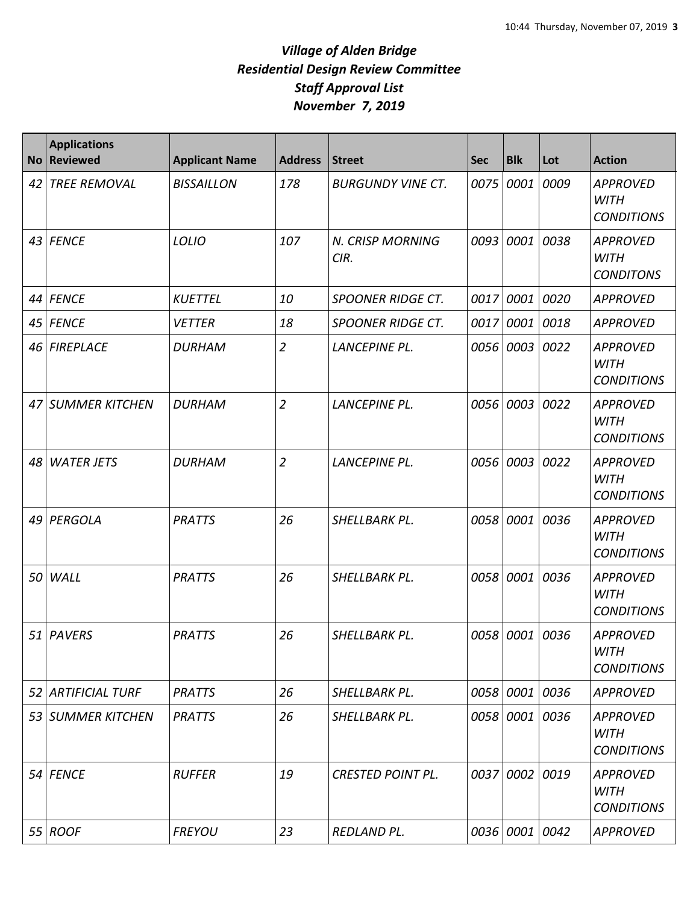# *Village of Alden Bridge*
# *Residential Design Review Committee*
# *Staff Approval List*
# *November 7, 2019*

| No | Applications Reviewed | Applicant Name | Address | Street | Sec | Blk | Lot | Action |
|---|---|---|---|---|---|---|---|---|
| *42* | *TREE REMOVAL* | *BISSAILLON* | *178* | *BURGUNDY VINE CT.* | *0075* | *0001* | *0009* | *APPROVED WITH CONDITIONS* |
| *43* | *FENCE* | *LOLIO* | *107* | *N. CRISP MORNING CIR.* | *0093* | *0001* | *0038* | *APPROVED WITH CONDITONS* |
| *44* | *FENCE* | *KUETTEL* | *10* | *SPOONER RIDGE CT.* | *0017* | *0001* | *0020* | *APPROVED* |
| *45* | *FENCE* | *VETTER* | *18* | *SPOONER RIDGE CT.* | *0017* | *0001* | *0018* | *APPROVED* |
| *46* | *FIREPLACE* | *DURHAM* | *2* | *LANCEPINE PL.* | *0056* | *0003* | *0022* | *APPROVED WITH CONDITIONS* |
| *47* | *SUMMER KITCHEN* | *DURHAM* | *2* | *LANCEPINE PL.* | *0056* | *0003* | *0022* | *APPROVED WITH CONDITIONS* |
| *48* | *WATER JETS* | *DURHAM* | *2* | *LANCEPINE PL.* | *0056* | *0003* | *0022* | *APPROVED WITH CONDITIONS* |
| *49* | *PERGOLA* | *PRATTS* | *26* | *SHELLBARK PL.* | *0058* | *0001* | *0036* | *APPROVED WITH CONDITIONS* |
| *50* | *WALL* | *PRATTS* | *26* | *SHELLBARK PL.* | *0058* | *0001* | *0036* | *APPROVED WITH CONDITIONS* |
| *51* | *PAVERS* | *PRATTS* | *26* | *SHELLBARK PL.* | *0058* | *0001* | *0036* | *APPROVED WITH CONDITIONS* |
| *52* | *ARTIFICIAL TURF* | *PRATTS* | *26* | *SHELLBARK PL.* | *0058* | *0001* | *0036* | *APPROVED* |
| *53* | *SUMMER KITCHEN* | *PRATTS* | *26* | *SHELLBARK PL.* | *0058* | *0001* | *0036* | *APPROVED WITH CONDITIONS* |
| *54* | *FENCE* | *RUFFER* | *19* | *CRESTED POINT PL.* | *0037* | *0002* | *0019* | *APPROVED WITH CONDITIONS* |
| *55* | *ROOF* | *FREYOU* | *23* | *REDLAND PL.* | *0036* | *0001* | *0042* | *APPROVED* |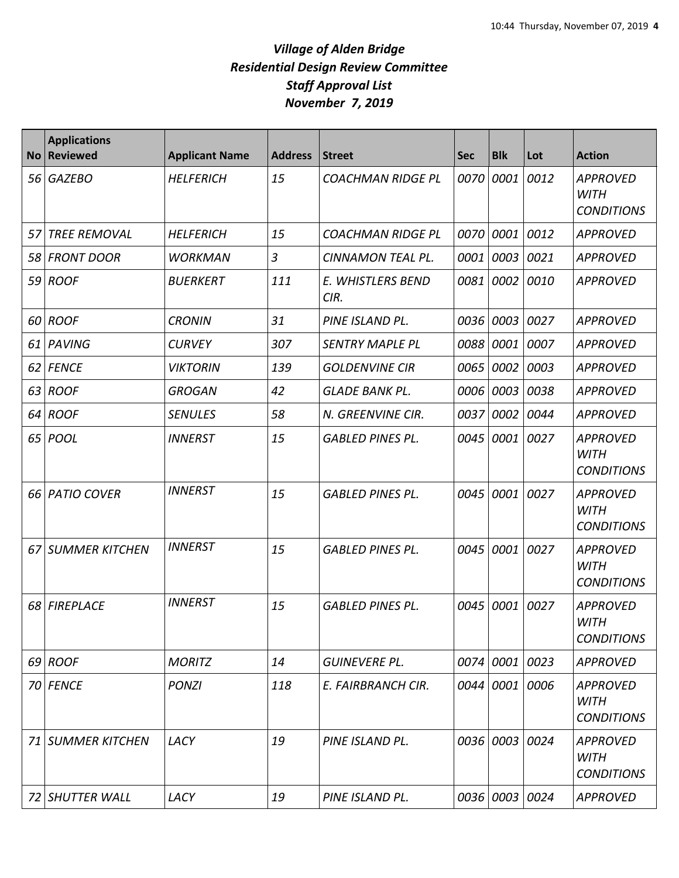# *Village of Alden Bridge*
# *Residential Design Review Committee*
# *Staff Approval List*
# *November 7, 2019*

| No | Applications Reviewed | Applicant Name | Address | Street | Sec | Blk | Lot | Action |
|---|---|---|---|---|---|---|---|---|
| 56 | GAZEBO | HELFERICH | 15 | COACHMAN RIDGE PL | 0070 | 0001 | 0012 | APPROVED WITH CONDITIONS |
| 57 | TREE REMOVAL | HELFERICH | 15 | COACHMAN RIDGE PL | 0070 | 0001 | 0012 | APPROVED |
| 58 | FRONT DOOR | WORKMAN | 3 | CINNAMON TEAL PL. | 0001 | 0003 | 0021 | APPROVED |
| 59 | ROOF | BUERKERT | 111 | E. WHISTLERS BEND CIR. | 0081 | 0002 | 0010 | APPROVED |
| 60 | ROOF | CRONIN | 31 | PINE ISLAND PL. | 0036 | 0003 | 0027 | APPROVED |
| 61 | PAVING | CURVEY | 307 | SENTRY MAPLE PL | 0088 | 0001 | 0007 | APPROVED |
| 62 | FENCE | VIKTORIN | 139 | GOLDENVINE CIR | 0065 | 0002 | 0003 | APPROVED |
| 63 | ROOF | GROGAN | 42 | GLADE BANK PL. | 0006 | 0003 | 0038 | APPROVED |
| 64 | ROOF | SENULES | 58 | N. GREENVINE CIR. | 0037 | 0002 | 0044 | APPROVED |
| 65 | POOL | INNERST | 15 | GABLED PINES PL. | 0045 | 0001 | 0027 | APPROVED WITH CONDITIONS |
| 66 | PATIO COVER | INNERST | 15 | GABLED PINES PL. | 0045 | 0001 | 0027 | APPROVED WITH CONDITIONS |
| 67 | SUMMER KITCHEN | INNERST | 15 | GABLED PINES PL. | 0045 | 0001 | 0027 | APPROVED WITH CONDITIONS |
| 68 | FIREPLACE | INNERST | 15 | GABLED PINES PL. | 0045 | 0001 | 0027 | APPROVED WITH CONDITIONS |
| 69 | ROOF | MORITZ | 14 | GUINEVERE PL. | 0074 | 0001 | 0023 | APPROVED |
| 70 | FENCE | PONZI | 118 | E. FAIRBRANCH CIR. | 0044 | 0001 | 0006 | APPROVED WITH CONDITIONS |
| 71 | SUMMER KITCHEN | LACY | 19 | PINE ISLAND PL. | 0036 | 0003 | 0024 | APPROVED WITH CONDITIONS |
| 72 | SHUTTER WALL | LACY | 19 | PINE ISLAND PL. | 0036 | 0003 | 0024 | APPROVED |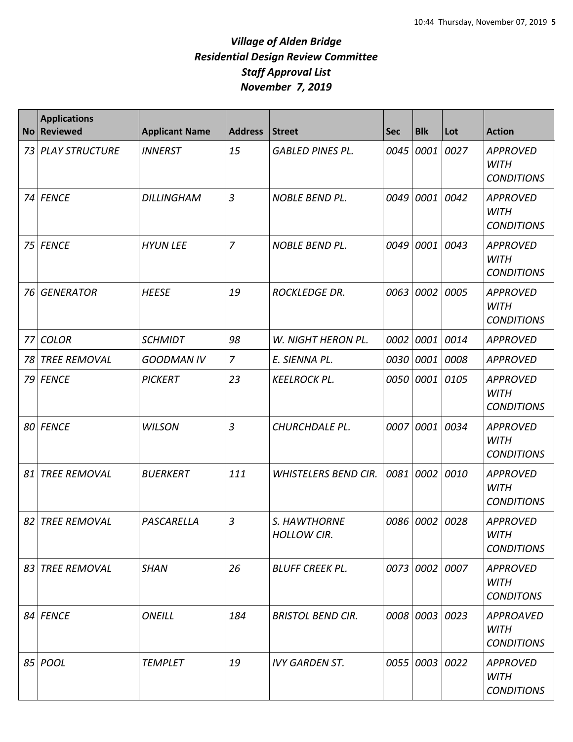# *Village of Alden Bridge*
# *Residential Design Review Committee*
# *Staff Approval List*
# *November 7, 2019*

| No | Applications Reviewed | Applicant Name | Address | Street | Sec | Blk | Lot | Action |
|---|---|---|---|---|---|---|---|---|
| 73 | PLAY STRUCTURE | INNERST | 15 | GABLED PINES PL. | 0045 | 0001 | 0027 | APPROVED WITH CONDITIONS |
| 74 | FENCE | DILLINGHAM | 3 | NOBLE BEND PL. | 0049 | 0001 | 0042 | APPROVED WITH CONDITIONS |
| 75 | FENCE | HYUN LEE | 7 | NOBLE BEND PL. | 0049 | 0001 | 0043 | APPROVED WITH CONDITIONS |
| 76 | GENERATOR | HEESE | 19 | ROCKLEDGE DR. | 0063 | 0002 | 0005 | APPROVED WITH CONDITIONS |
| 77 | COLOR | SCHMIDT | 98 | W. NIGHT HERON PL. | 0002 | 0001 | 0014 | APPROVED |
| 78 | TREE REMOVAL | GOODMAN IV | 7 | E. SIENNA PL. | 0030 | 0001 | 0008 | APPROVED |
| 79 | FENCE | PICKERT | 23 | KEELROCK PL. | 0050 | 0001 | 0105 | APPROVED WITH CONDITIONS |
| 80 | FENCE | WILSON | 3 | CHURCHDALE PL. | 0007 | 0001 | 0034 | APPROVED WITH CONDITIONS |
| 81 | TREE REMOVAL | BUERKERT | 111 | WHISTELERS BEND CIR. | 0081 | 0002 | 0010 | APPROVED WITH CONDITIONS |
| 82 | TREE REMOVAL | PASCARELLA | 3 | S. HAWTHORNE HOLLOW CIR. | 0086 | 0002 | 0028 | APPROVED WITH CONDITIONS |
| 83 | TREE REMOVAL | SHAN | 26 | BLUFF CREEK PL. | 0073 | 0002 | 0007 | APPROVED WITH CONDITONS |
| 84 | FENCE | ONEILL | 184 | BRISTOL BEND CIR. | 0008 | 0003 | 0023 | APPROAVED WITH CONDITIONS |
| 85 | POOL | TEMPLET | 19 | IVY GARDEN ST. | 0055 | 0003 | 0022 | APPROVED WITH CONDITIONS |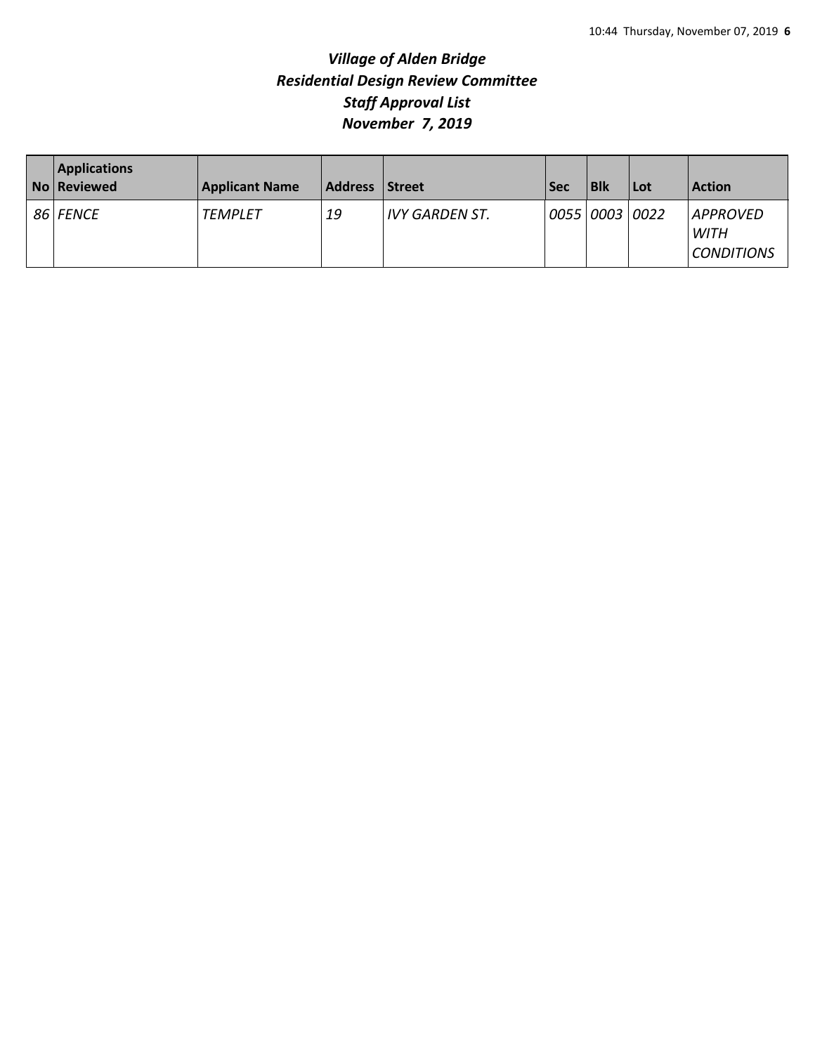# *Village of Alden Bridge*
# *Residential Design Review Committee*
# *Staff Approval List*
# *November 7, 2019*

| No | Applications Reviewed | Applicant Name | Address | Street | Sec | Blk | Lot | Action |
|---|---|---|---|---|---|---|---|---|
| *86* | *FENCE* | *TEMPLET* | *19* | *IVY GARDEN ST.* | *0055* | *0003* | *0022* | *APPROVED WITH CONDITIONS* |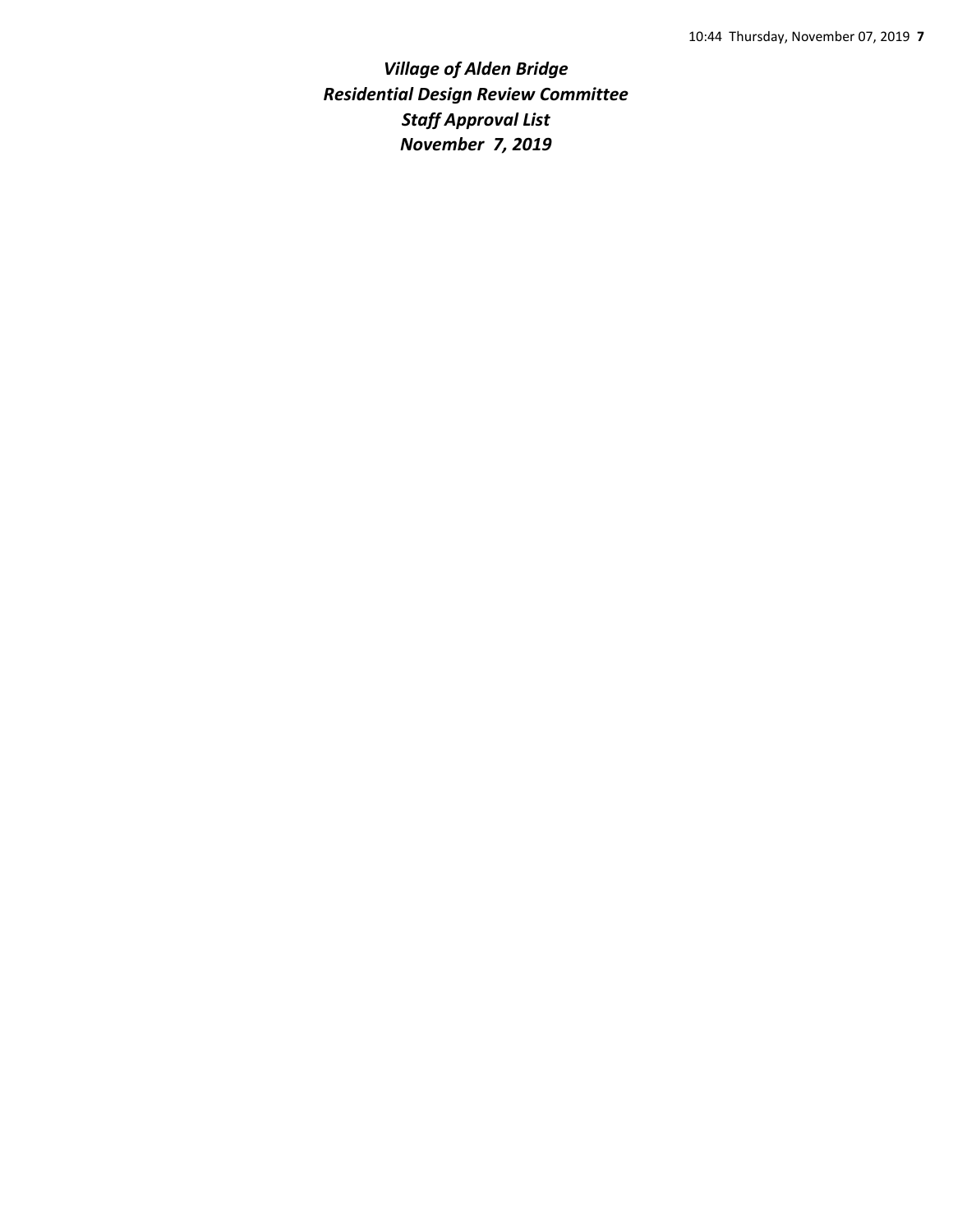***Village of Alden Bridge***
***Residential Design Review Committee***
***Staff Approval List***
***November 7, 2019***